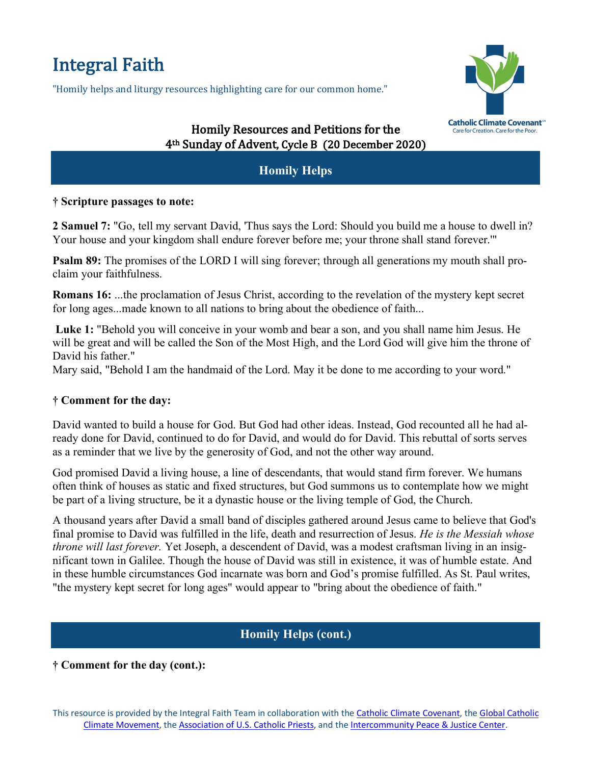# Integral Faith

"Homily helps and liturgy resources highlighting care for our common home."

Catholic Climate Covenant
Care for Creation. Care for the Poor.

### Homily Resources and Petitions for the 4th Sunday of Advent, Cycle B (20 December 2020)

## Homily Helps

**† Scripture passages to note:**

**2 Samuel 7:** "Go, tell my servant David, 'Thus says the Lord: Should you build me a house to dwell in? Your house and your kingdom shall endure forever before me; your throne shall stand forever.'"

**Psalm 89:** The promises of the LORD I will sing forever; through all generations my mouth shall proclaim your faithfulness.

**Romans 16:** ...the proclamation of Jesus Christ, according to the revelation of the mystery kept secret for long ages...made known to all nations to bring about the obedience of faith...

**Luke 1:** "Behold you will conceive in your womb and bear a son, and you shall name him Jesus. He will be great and will be called the Son of the Most High, and the Lord God will give him the throne of David his father."
Mary said, "Behold I am the handmaid of the Lord. May it be done to me according to your word."

**† Comment for the day:**

David wanted to build a house for God. But God had other ideas. Instead, God recounted all he had already done for David, continued to do for David, and would do for David. This rebuttal of sorts serves as a reminder that we live by the generosity of God, and not the other way around.

God promised David a living house, a line of descendants, that would stand firm forever. We humans often think of houses as static and fixed structures, but God summons us to contemplate how we might be part of a living structure, be it a dynastic house or the living temple of God, the Church.

A thousand years after David a small band of disciples gathered around Jesus came to believe that God's final promise to David was fulfilled in the life, death and resurrection of Jesus. *He is the Messiah whose throne will last forever.* Yet Joseph, a descendent of David, was a modest craftsman living in an insignificant town in Galilee. Though the house of David was still in existence, it was of humble estate. And in these humble circumstances God incarnate was born and God's promise fulfilled. As St. Paul writes, "the mystery kept secret for long ages" would appear to "bring about the obedience of faith."

## Homily Helps (cont.)

**† Comment for the day (cont.):**

This resource is provided by the Integral Faith Team in collaboration with the Catholic Climate Covenant, the Global Catholic Climate Movement, the Association of U.S. Catholic Priests, and the Intercommunity Peace & Justice Center.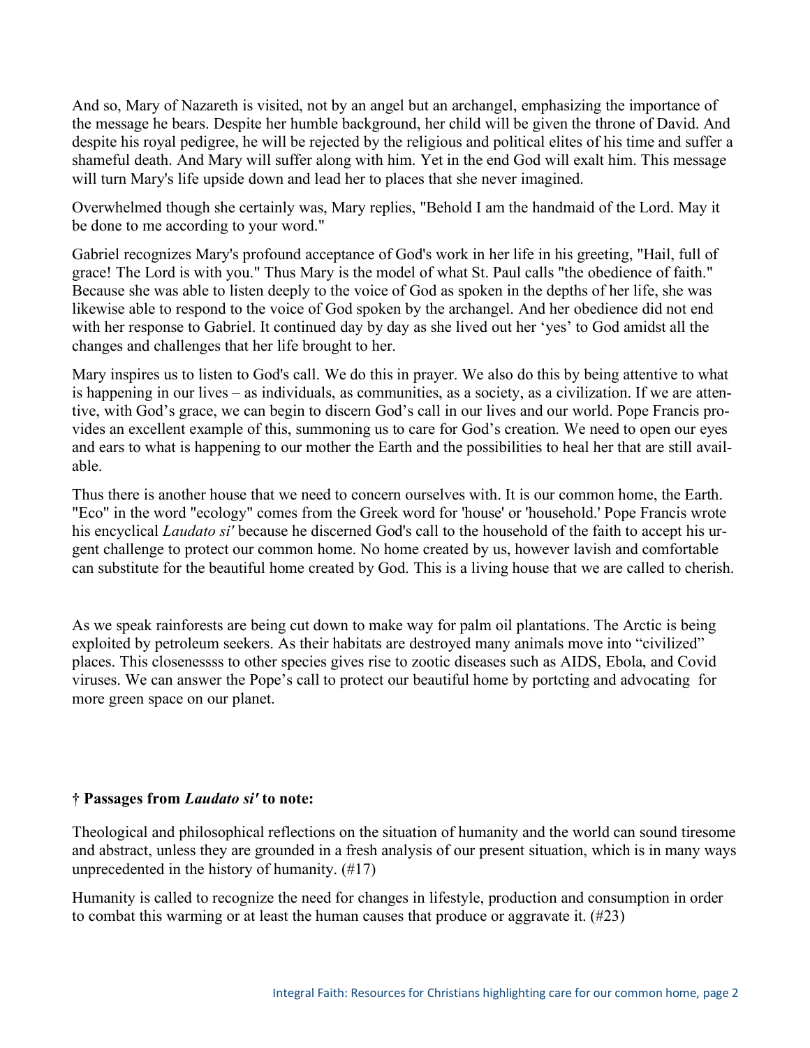And so, Mary of Nazareth is visited, not by an angel but an archangel, emphasizing the importance of the message he bears. Despite her humble background, her child will be given the throne of David. And despite his royal pedigree, he will be rejected by the religious and political elites of his time and suffer a shameful death. And Mary will suffer along with him. Yet in the end God will exalt him. This message will turn Mary's life upside down and lead her to places that she never imagined.

Overwhelmed though she certainly was, Mary replies, "Behold I am the handmaid of the Lord. May it be done to me according to your word."

Gabriel recognizes Mary's profound acceptance of God's work in her life in his greeting, "Hail, full of grace! The Lord is with you." Thus Mary is the model of what St. Paul calls "the obedience of faith." Because she was able to listen deeply to the voice of God as spoken in the depths of her life, she was likewise able to respond to the voice of God spoken by the archangel. And her obedience did not end with her response to Gabriel. It continued day by day as she lived out her 'yes' to God amidst all the changes and challenges that her life brought to her.

Mary inspires us to listen to God's call. We do this in prayer. We also do this by being attentive to what is happening in our lives – as individuals, as communities, as a society, as a civilization. If we are attentive, with God's grace, we can begin to discern God's call in our lives and our world. Pope Francis provides an excellent example of this, summoning us to care for God's creation. We need to open our eyes and ears to what is happening to our mother the Earth and the possibilities to heal her that are still available.

Thus there is another house that we need to concern ourselves with. It is our common home, the Earth. "Eco" in the word "ecology" comes from the Greek word for 'house' or 'household.' Pope Francis wrote his encyclical *Laudato si'* because he discerned God's call to the household of the faith to accept his urgent challenge to protect our common home. No home created by us, however lavish and comfortable can substitute for the beautiful home created by God. This is a living house that we are called to cherish.

As we speak rainforests are being cut down to make way for palm oil plantations. The Arctic is being exploited by petroleum seekers. As their habitats are destroyed many animals move into "civilized" places. This closenessss to other species gives rise to zootic diseases such as AIDS, Ebola, and Covid viruses. We can answer the Pope's call to protect our beautiful home by portcting and advocating for more green space on our planet.

**† Passages from *Laudato si'* to note:**

Theological and philosophical reflections on the situation of humanity and the world can sound tiresome and abstract, unless they are grounded in a fresh analysis of our present situation, which is in many ways unprecedented in the history of humanity. (#17)

Humanity is called to recognize the need for changes in lifestyle, production and consumption in order to combat this warming or at least the human causes that produce or aggravate it. (#23)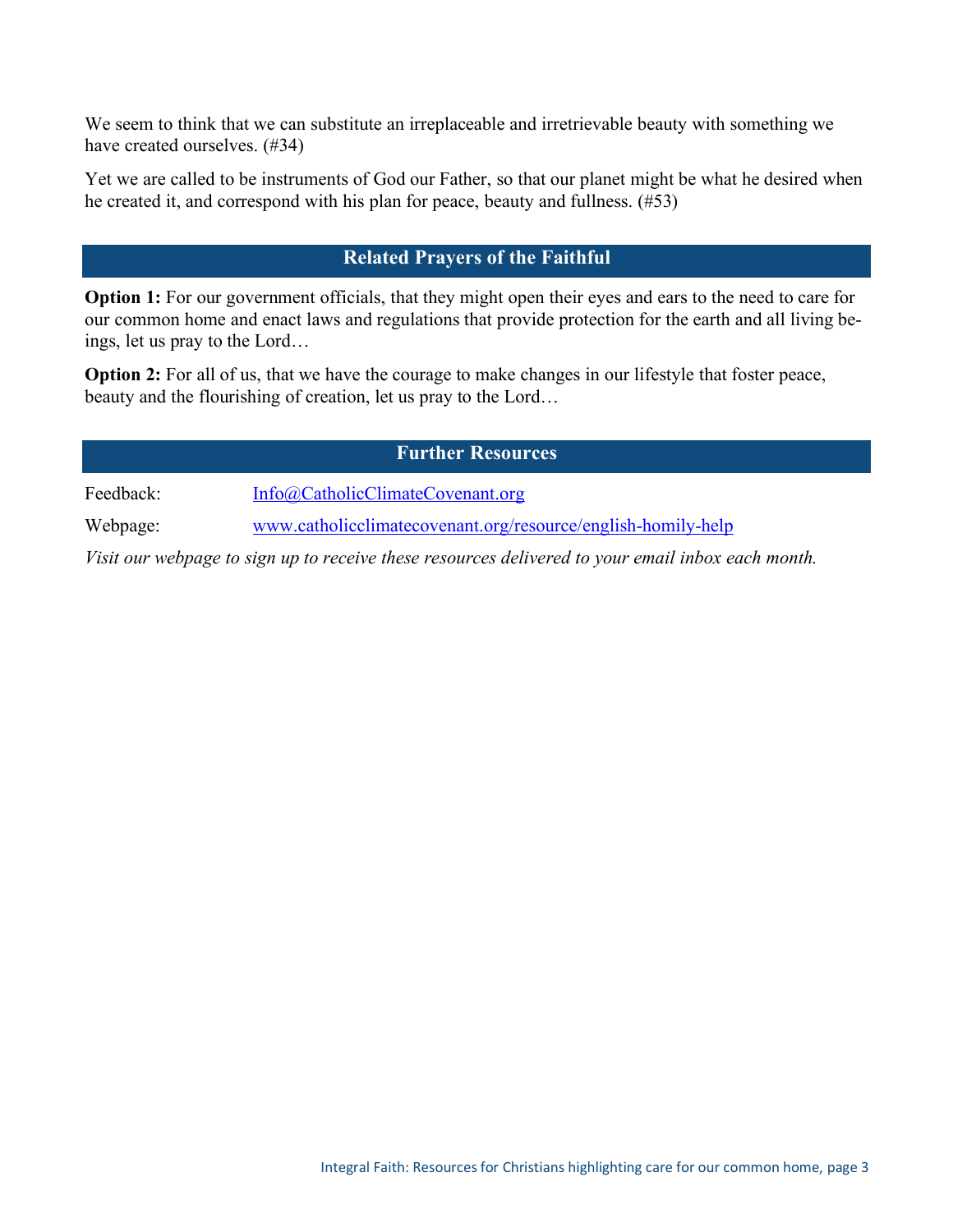We seem to think that we can substitute an irreplaceable and irretrievable beauty with something we have created ourselves. (#34)

Yet we are called to be instruments of God our Father, so that our planet might be what he desired when he created it, and correspond with his plan for peace, beauty and fullness. (#53)

## Related Prayers of the Faithful

**Option 1:** For our government officials, that they might open their eyes and ears to the need to care for our common home and enact laws and regulations that provide protection for the earth and all living beings, let us pray to the Lord…

**Option 2:** For all of us, that we have the courage to make changes in our lifestyle that foster peace, beauty and the flourishing of creation, let us pray to the Lord…

## Further Resources

Feedback: Info@CatholicClimateCovenant.org

Webpage: www.catholicclimatecovenant.org/resource/english-homily-help

*Visit our webpage to sign up to receive these resources delivered to your email inbox each month.*